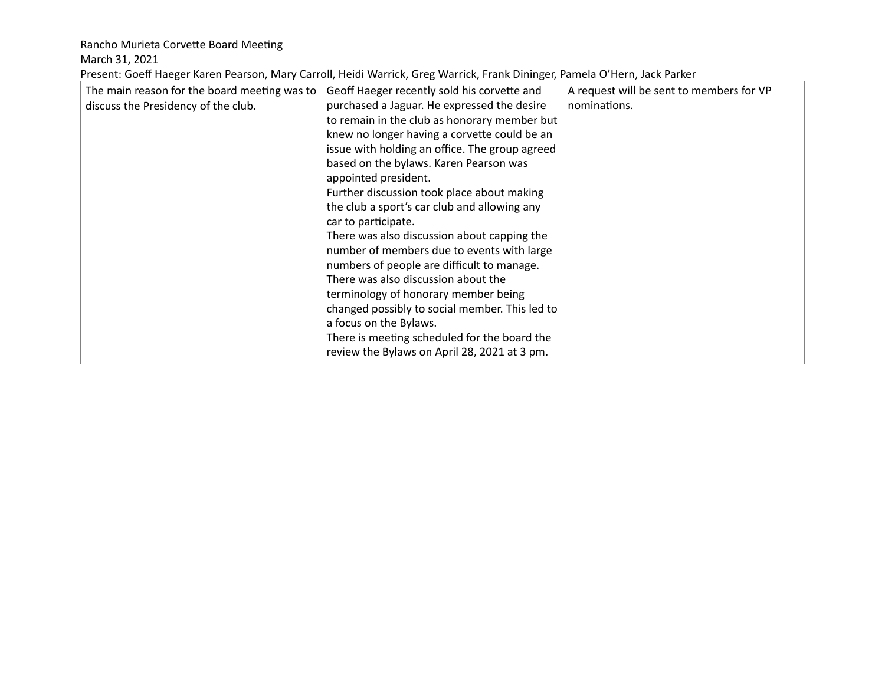Rancho Murieta Corvette Board Meeting
March 31, 2021
Present: Goeff Haeger Karen Pearson, Mary Carroll, Heidi Warrick, Greg Warrick, Frank Dininger, Pamela O'Hern, Jack Parker

| | | |
|---|---|---|
| The main reason for the board meeting was to discuss the Presidency of the club. | Geoff Haeger recently sold his corvette and purchased a Jaguar. He expressed the desire to remain in the club as honorary member but knew no longer having a corvette could be an issue with holding an office. The group agreed based on the bylaws. Karen Pearson was appointed president.<br>Further discussion took place about making the club a sport's car club and allowing any car to participate.<br>There was also discussion about capping the number of members due to events with large numbers of people are difficult to manage.<br>There was also discussion about the terminology of honorary member being changed possibly to social member. This led to a focus on the Bylaws.<br>There is meeting scheduled for the board the review the Bylaws on April 28, 2021 at 3 pm. | A request will be sent to members for VP nominations. |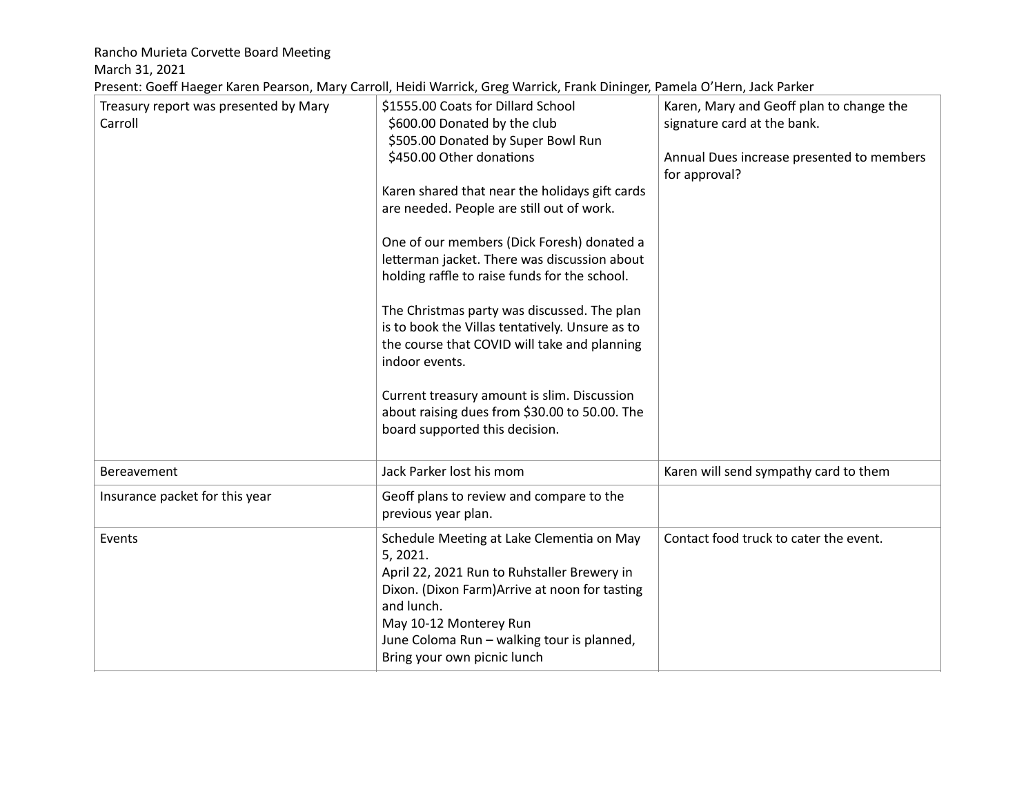Rancho Murieta Corvette Board Meeting
March 31, 2021
Present: Goeff Haeger Karen Pearson, Mary Carroll, Heidi Warrick, Greg Warrick, Frank Dininger, Pamela O'Hern, Jack Parker

| | | |
|---|---|---|
| Treasury report was presented by Mary Carroll | $1555.00 Coats for Dillard School<br>$600.00 Donated by the club<br>$505.00 Donated by Super Bowl Run<br>$450.00 Other donations<br><br>Karen shared that near the holidays gift cards are needed. People are still out of work.<br><br>One of our members (Dick Foresh) donated a letterman jacket. There was discussion about holding raffle to raise funds for the school.<br><br>The Christmas party was discussed. The plan is to book the Villas tentatively. Unsure as to the course that COVID will take and planning indoor events.<br><br>Current treasury amount is slim. Discussion about raising dues from $30.00 to 50.00. The board supported this decision. | Karen, Mary and Geoff plan to change the signature card at the bank.<br><br>Annual Dues increase presented to members for approval? |
| Bereavement | Jack Parker lost his mom | Karen will send sympathy card to them |
| Insurance packet for this year | Geoff plans to review and compare to the previous year plan. | |
| Events | Schedule Meeting at Lake Clementia on May 5, 2021.<br>April 22, 2021 Run to Ruhstaller Brewery in Dixon. (Dixon Farm)Arrive at noon for tasting and lunch.<br>May 10-12 Monterey Run<br>June Coloma Run – walking tour is planned, Bring your own picnic lunch | Contact food truck to cater the event. |